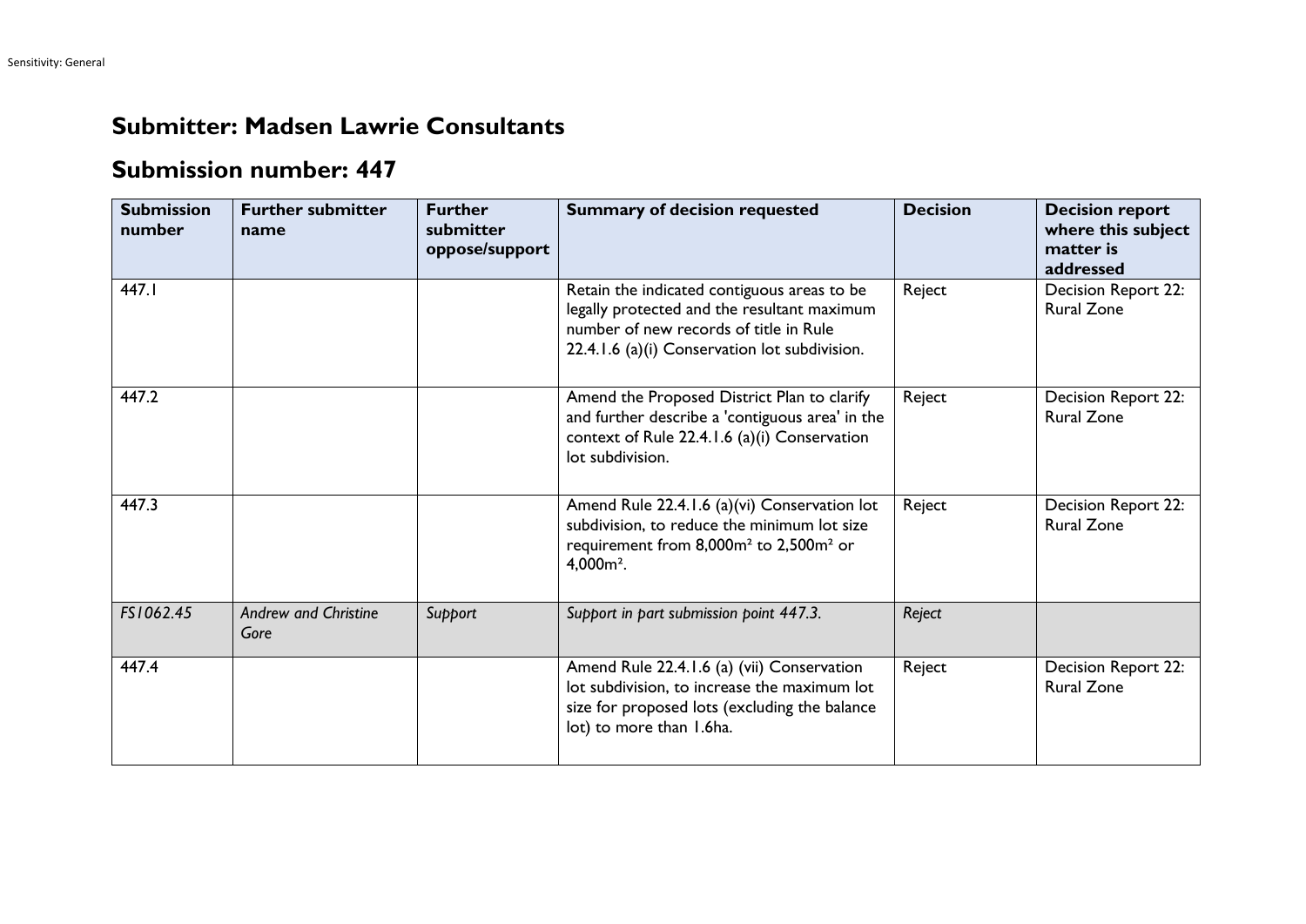## Submitter: Madsen Lawrie Consultants

## Submission number: 447

| Submission number | Further submitter name | Further submitter oppose/support | Summary of decision requested | Decision | Decision report where this subject matter is addressed |
|---|---|---|---|---|---|
| 447.1 | | | Retain the indicated contiguous areas to be legally protected and the resultant maximum number of new records of title in Rule 22.4.1.6 (a)(i) Conservation lot subdivision. | Reject | Decision Report 22: Rural Zone |
| 447.2 | | | Amend the Proposed District Plan to clarify and further describe a 'contiguous area' in the context of Rule 22.4.1.6 (a)(i) Conservation lot subdivision. | Reject | Decision Report 22: Rural Zone |
| 447.3 | | | Amend Rule 22.4.1.6 (a)(vi) Conservation lot subdivision, to reduce the minimum lot size requirement from 8,000m² to 2,500m² or 4,000m². | Reject | Decision Report 22: Rural Zone |
| *FS1062.45* | *Andrew and Christine Gore* | *Support* | *Support in part submission point 447.3.* | *Reject* | |
| 447.4 | | | Amend Rule 22.4.1.6 (a) (vii) Conservation lot subdivision, to increase the maximum lot size for proposed lots (excluding the balance lot) to more than 1.6ha. | Reject | Decision Report 22: Rural Zone |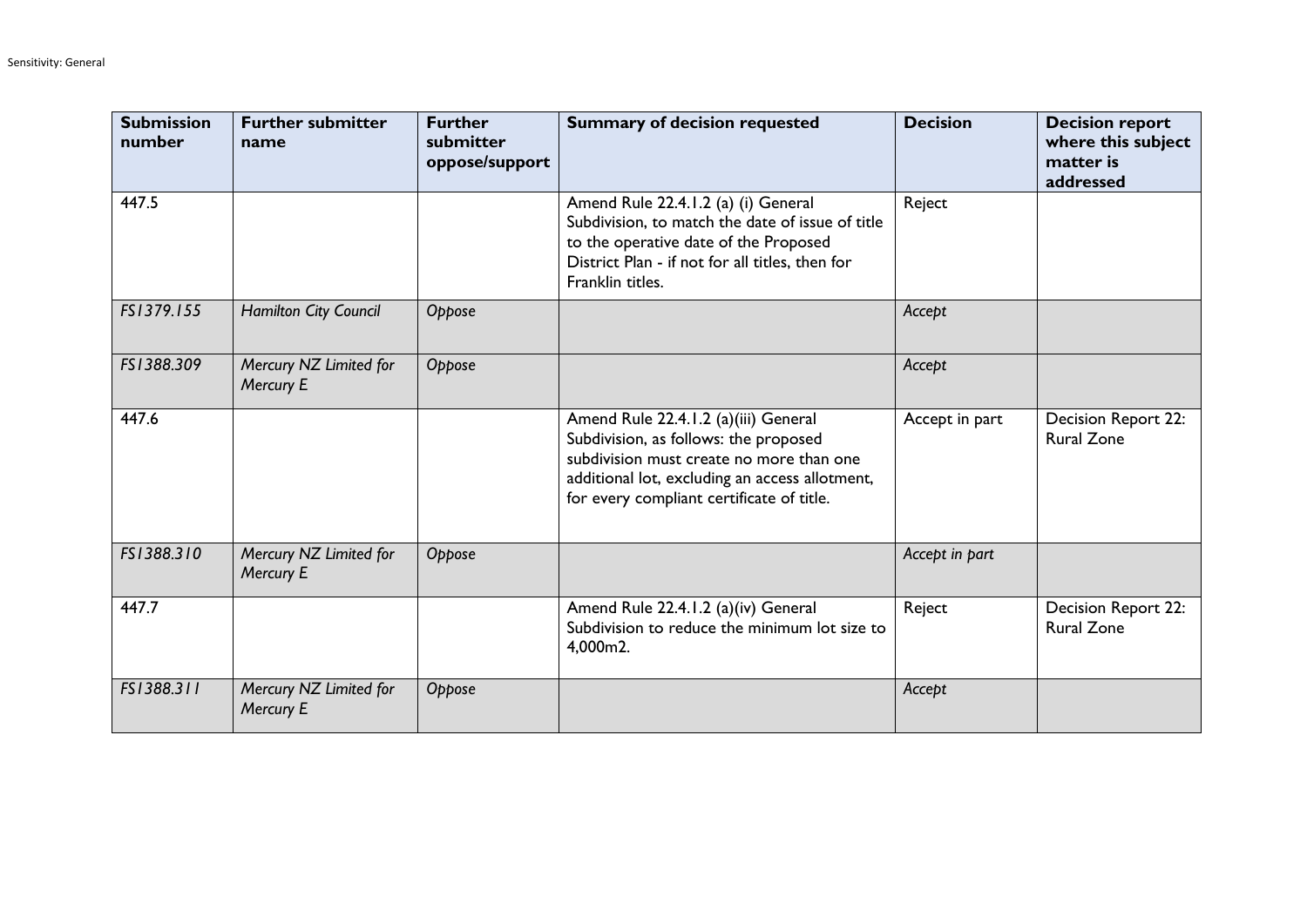| Submission number | Further submitter name | Further submitter oppose/support | Summary of decision requested | Decision | Decision report where this subject matter is addressed |
|---|---|---|---|---|---|
| 447.5 | | | Amend Rule 22.4.1.2 (a) (i) General Subdivision, to match the date of issue of title to the operative date of the Proposed District Plan - if not for all titles, then for Franklin titles. | Reject | |
| *FS1379.155* | *Hamilton City Council* | *Oppose* | | *Accept* | |
| *FS1388.309* | *Mercury NZ Limited for Mercury E* | *Oppose* | | *Accept* | |
| 447.6 | | | Amend Rule 22.4.1.2 (a)(iii) General Subdivision, as follows: the proposed subdivision must create no more than one additional lot, excluding an access allotment, for every compliant certificate of title. | Accept in part | Decision Report 22: Rural Zone |
| *FS1388.310* | *Mercury NZ Limited for Mercury E* | *Oppose* | | *Accept in part* | |
| 447.7 | | | Amend Rule 22.4.1.2 (a)(iv) General Subdivision to reduce the minimum lot size to 4,000m2. | Reject | Decision Report 22: Rural Zone |
| *FS1388.311* | *Mercury NZ Limited for Mercury E* | *Oppose* | | *Accept* | |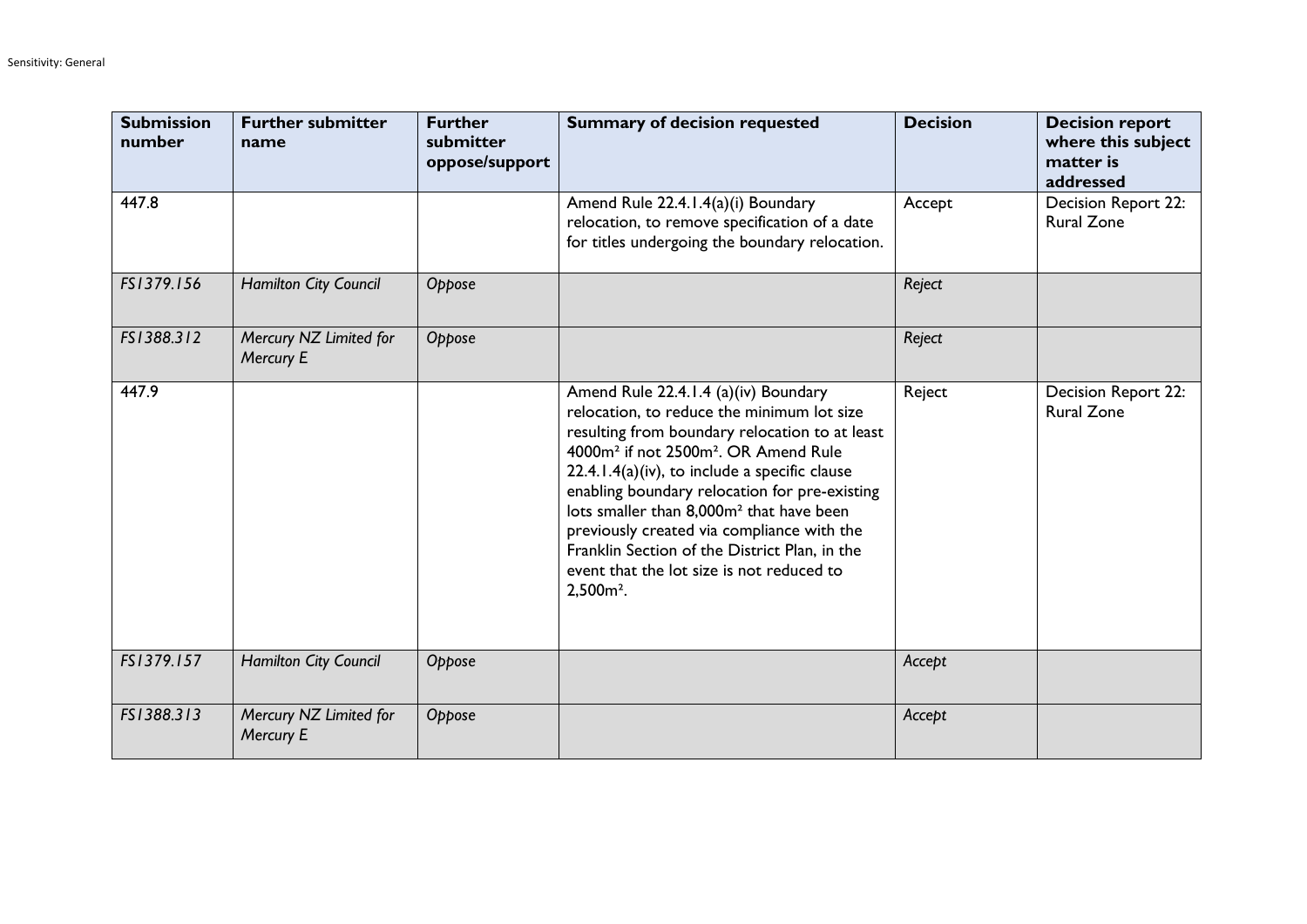| Submission number | Further submitter name | Further submitter oppose/support | Summary of decision requested | Decision | Decision report where this subject matter is addressed |
|---|---|---|---|---|---|
| 447.8 | | | Amend Rule 22.4.1.4(a)(i) Boundary relocation, to remove specification of a date for titles undergoing the boundary relocation. | Accept | Decision Report 22: Rural Zone |
| *FS1379.156* | *Hamilton City Council* | *Oppose* | | *Reject* | |
| *FS1388.312* | *Mercury NZ Limited for Mercury E* | *Oppose* | | *Reject* | |
| 447.9 | | | Amend Rule 22.4.1.4 (a)(iv) Boundary relocation, to reduce the minimum lot size resulting from boundary relocation to at least 4000m² if not 2500m². OR Amend Rule 22.4.1.4(a)(iv), to include a specific clause enabling boundary relocation for pre-existing lots smaller than 8,000m² that have been previously created via compliance with the Franklin Section of the District Plan, in the event that the lot size is not reduced to 2,500m². | Reject | Decision Report 22: Rural Zone |
| *FS1379.157* | *Hamilton City Council* | *Oppose* | | *Accept* | |
| *FS1388.313* | *Mercury NZ Limited for Mercury E* | *Oppose* | | *Accept* | |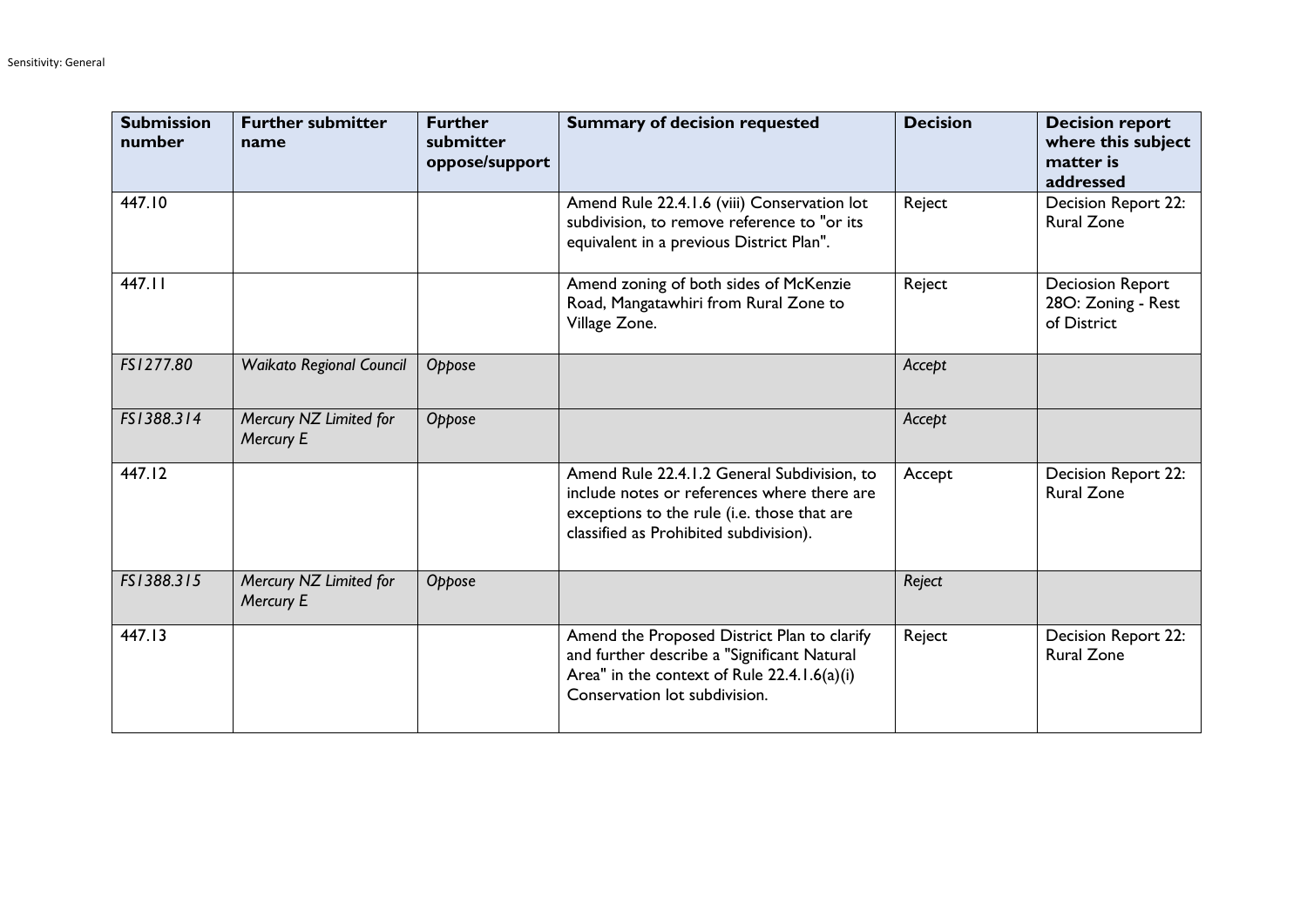| Submission number | Further submitter name | Further submitter oppose/support | Summary of decision requested | Decision | Decision report where this subject matter is addressed |
|---|---|---|---|---|---|
| 447.10 | | | Amend Rule 22.4.1.6 (viii) Conservation lot subdivision, to remove reference to "or its equivalent in a previous District Plan". | Reject | Decision Report 22: Rural Zone |
| 447.11 | | | Amend zoning of both sides of McKenzie Road, Mangatawhiri from Rural Zone to Village Zone. | Reject | Deciosion Report 28O: Zoning - Rest of District |
| *FS1277.80* | *Waikato Regional Council* | *Oppose* | | *Accept* | |
| *FS1388.314* | *Mercury NZ Limited for Mercury E* | *Oppose* | | *Accept* | |
| 447.12 | | | Amend Rule 22.4.1.2 General Subdivision, to include notes or references where there are exceptions to the rule (i.e. those that are classified as Prohibited subdivision). | Accept | Decision Report 22: Rural Zone |
| *FS1388.315* | *Mercury NZ Limited for Mercury E* | *Oppose* | | *Reject* | |
| 447.13 | | | Amend the Proposed District Plan to clarify and further describe a "Significant Natural Area" in the context of Rule 22.4.1.6(a)(i) Conservation lot subdivision. | Reject | Decision Report 22: Rural Zone |